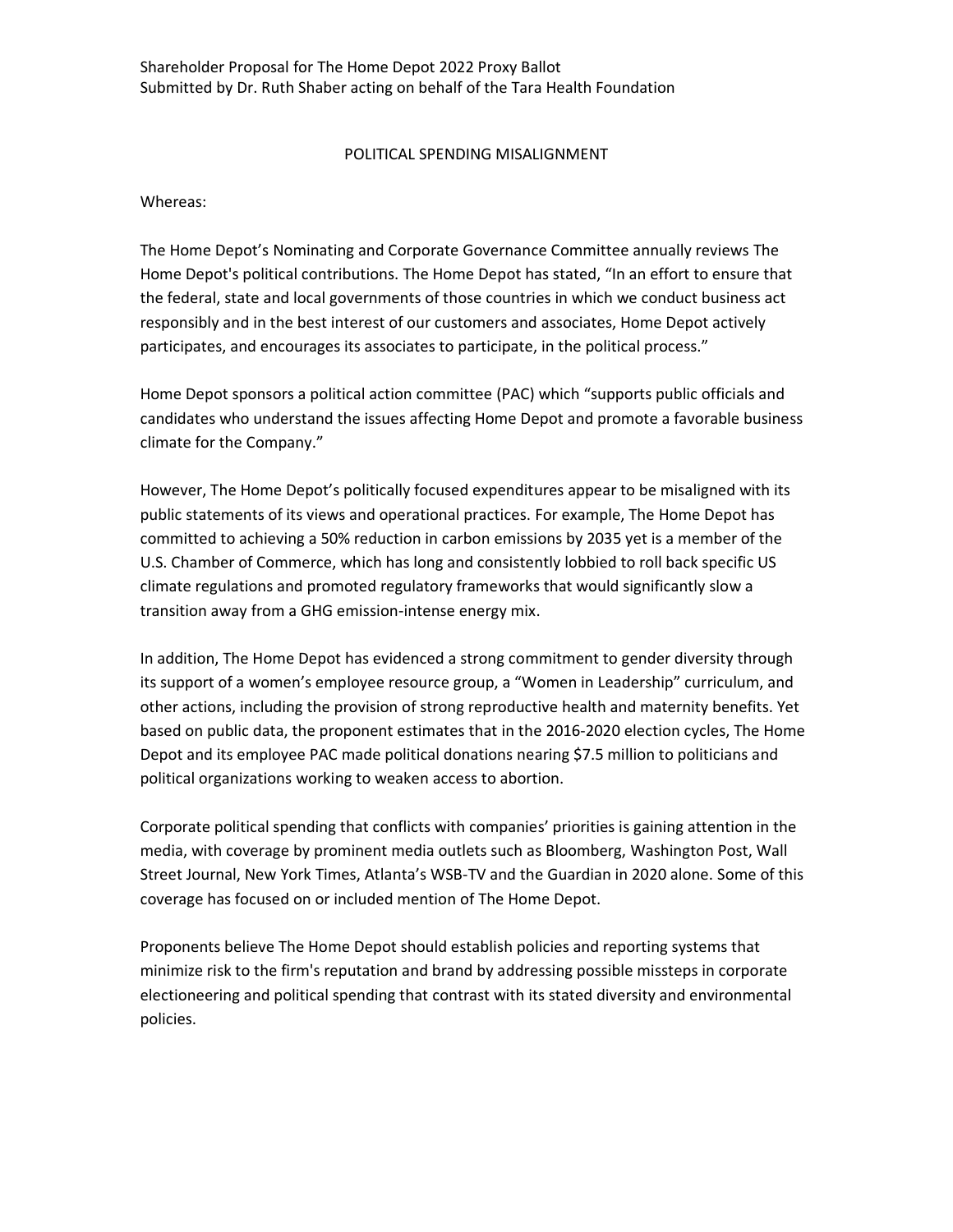Shareholder Proposal for The Home Depot 2022 Proxy Ballot
Submitted by Dr. Ruth Shaber acting on behalf of the Tara Health Foundation

# POLITICAL SPENDING MISALIGNMENT

Whereas:

The Home Depot's Nominating and Corporate Governance Committee annually reviews The Home Depot's political contributions. The Home Depot has stated, "In an effort to ensure that the federal, state and local governments of those countries in which we conduct business act responsibly and in the best interest of our customers and associates, Home Depot actively participates, and encourages its associates to participate, in the political process."

Home Depot sponsors a political action committee (PAC) which "supports public officials and candidates who understand the issues affecting Home Depot and promote a favorable business climate for the Company."

However, The Home Depot's politically focused expenditures appear to be misaligned with its public statements of its views and operational practices. For example, The Home Depot has committed to achieving a 50% reduction in carbon emissions by 2035 yet is a member of the U.S. Chamber of Commerce, which has long and consistently lobbied to roll back specific US climate regulations and promoted regulatory frameworks that would significantly slow a transition away from a GHG emission-intense energy mix.

In addition, The Home Depot has evidenced a strong commitment to gender diversity through its support of a women's employee resource group, a "Women in Leadership" curriculum, and other actions, including the provision of strong reproductive health and maternity benefits. Yet based on public data, the proponent estimates that in the 2016-2020 election cycles, The Home Depot and its employee PAC made political donations nearing $7.5 million to politicians and political organizations working to weaken access to abortion.

Corporate political spending that conflicts with companies' priorities is gaining attention in the media, with coverage by prominent media outlets such as Bloomberg, Washington Post, Wall Street Journal, New York Times, Atlanta's WSB-TV and the Guardian in 2020 alone. Some of this coverage has focused on or included mention of The Home Depot.

Proponents believe The Home Depot should establish policies and reporting systems that minimize risk to the firm's reputation and brand by addressing possible missteps in corporate electioneering and political spending that contrast with its stated diversity and environmental policies.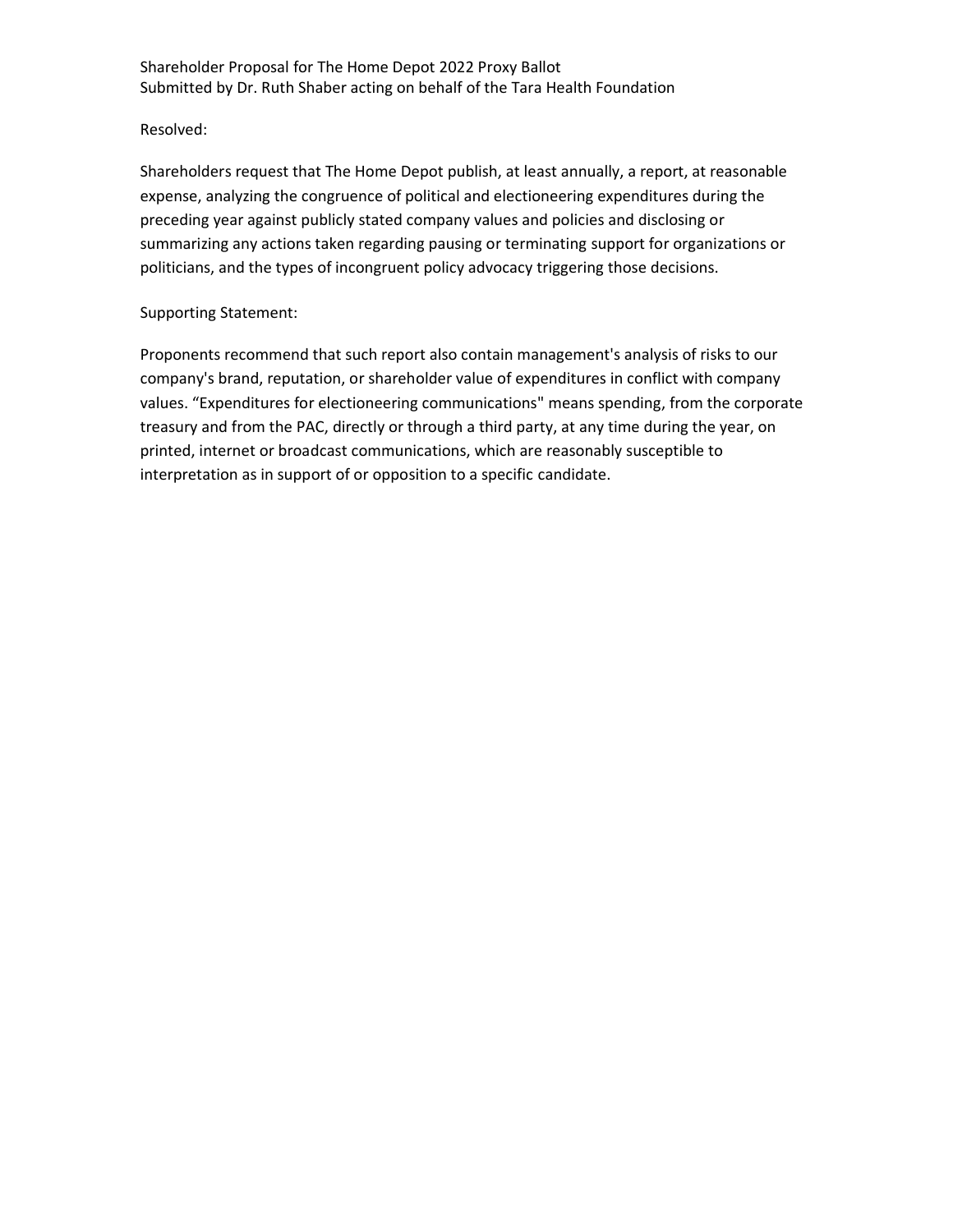Shareholder Proposal for The Home Depot 2022 Proxy Ballot
Submitted by Dr. Ruth Shaber acting on behalf of the Tara Health Foundation

Resolved:

Shareholders request that The Home Depot publish, at least annually, a report, at reasonable expense, analyzing the congruence of political and electioneering expenditures during the preceding year against publicly stated company values and policies and disclosing or summarizing any actions taken regarding pausing or terminating support for organizations or politicians, and the types of incongruent policy advocacy triggering those decisions.

Supporting Statement:

Proponents recommend that such report also contain management's analysis of risks to our company's brand, reputation, or shareholder value of expenditures in conflict with company values. "Expenditures for electioneering communications" means spending, from the corporate treasury and from the PAC, directly or through a third party, at any time during the year, on printed, internet or broadcast communications, which are reasonably susceptible to interpretation as in support of or opposition to a specific candidate.